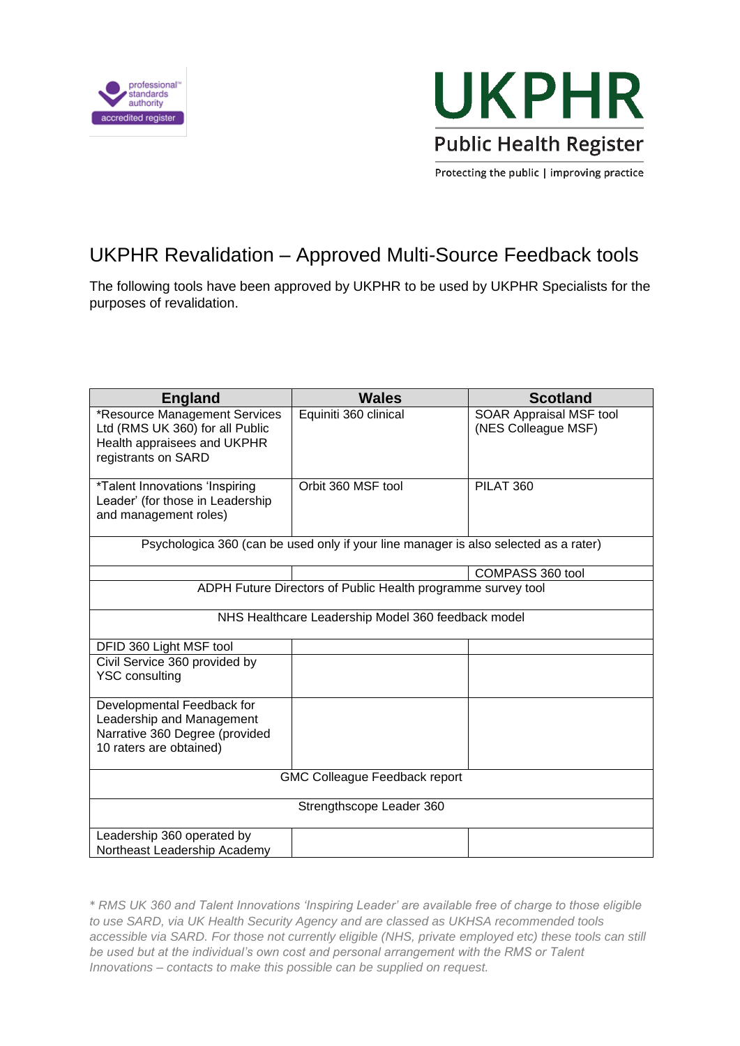# UKPHR Revalidation – Approved Multi-Source Feedback tools

The following tools have been approved by UKPHR to be used by UKPHR Specialists for the purposes of revalidation.

| England | Wales | Scotland |
|---|---|---|
| *Resource Management Services Ltd (RMS UK 360) for all Public Health appraisees and UKPHR registrants on SARD | Equiniti 360 clinical | SOAR Appraisal MSF tool (NES Colleague MSF) |
| *Talent Innovations 'Inspiring Leader' (for those in Leadership and management roles) | Orbit 360 MSF tool | PILAT 360 |
| Psychologica 360 (can be used only if your line manager is also selected as a rater) | | |
| | | COMPASS 360 tool |
| ADPH Future Directors of Public Health programme survey tool | | |
| NHS Healthcare Leadership Model 360 feedback model | | |
| DFID 360 Light MSF tool | | |
| Civil Service 360 provided by YSC consulting | | |
| Developmental Feedback for Leadership and Management Narrative 360 Degree (provided 10 raters are obtained) | | |
| GMC Colleague Feedback report | | |
| Strengthscope Leader 360 | | |
| Leadership 360 operated by Northeast Leadership Academy | | |

*\* RMS UK 360 and Talent Innovations 'Inspiring Leader' are available free of charge to those eligible to use SARD, via UK Health Security Agency and are classed as UKHSA recommended tools accessible via SARD. For those not currently eligible (NHS, private employed etc) these tools can still be used but at the individual's own cost and personal arrangement with the RMS or Talent Innovations – contacts to make this possible can be supplied on request.*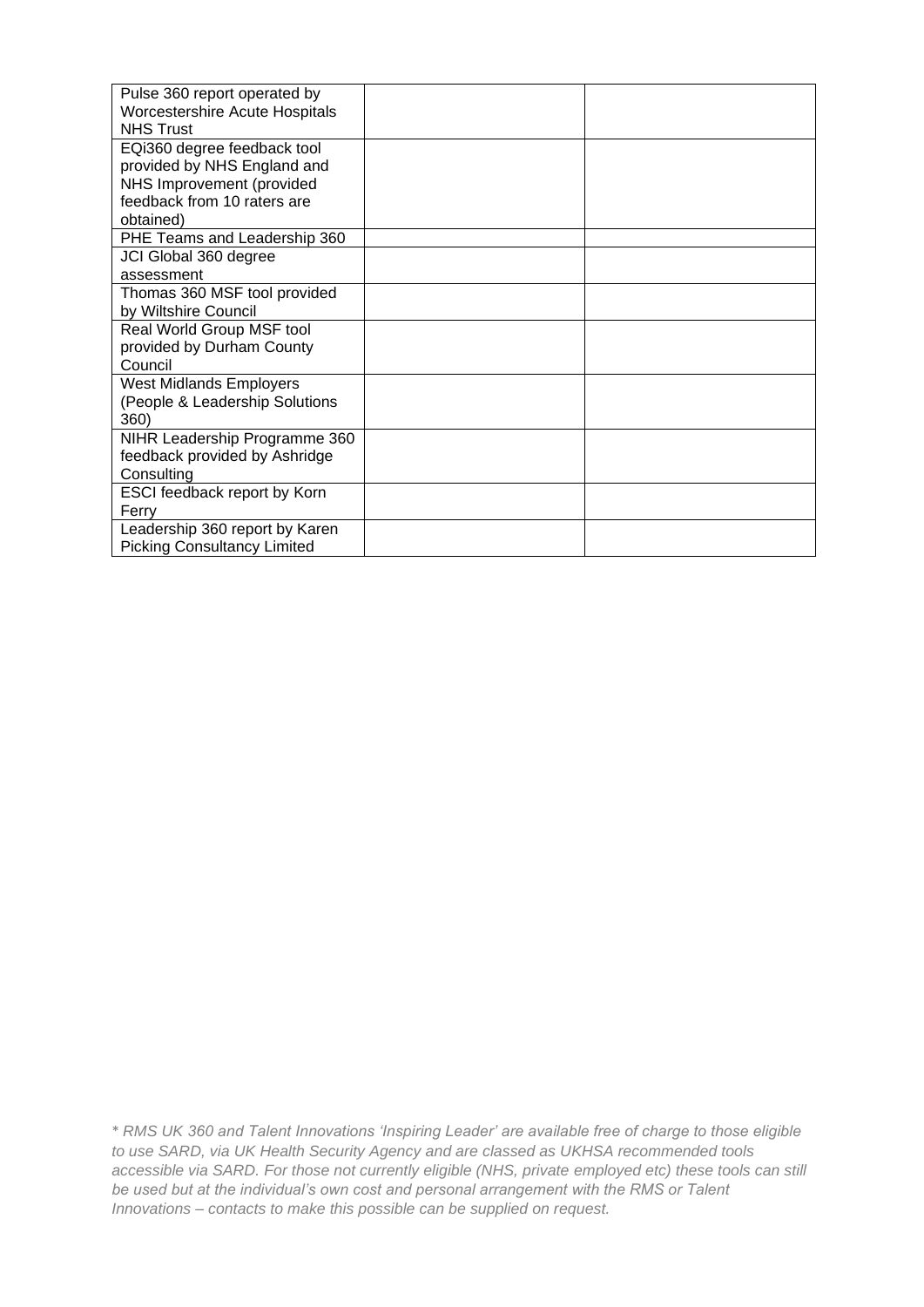| | | |
|---|---|---|
| Pulse 360 report operated by Worcestershire Acute Hospitals NHS Trust | | |
| EQi360 degree feedback tool provided by NHS England and NHS Improvement (provided feedback from 10 raters are obtained) | | |
| PHE Teams and Leadership 360 | | |
| JCI Global 360 degree assessment | | |
| Thomas 360 MSF tool provided by Wiltshire Council | | |
| Real World Group MSF tool provided by Durham County Council | | |
| West Midlands Employers (People & Leadership Solutions 360) | | |
| NIHR Leadership Programme 360 feedback provided by Ashridge Consulting | | |
| ESCI feedback report by Korn Ferry | | |
| Leadership 360 report by Karen Picking Consultancy Limited | | |

*\* RMS UK 360 and Talent Innovations 'Inspiring Leader' are available free of charge to those eligible to use SARD, via UK Health Security Agency and are classed as UKHSA recommended tools accessible via SARD. For those not currently eligible (NHS, private employed etc) these tools can still be used but at the individual's own cost and personal arrangement with the RMS or Talent Innovations – contacts to make this possible can be supplied on request.*